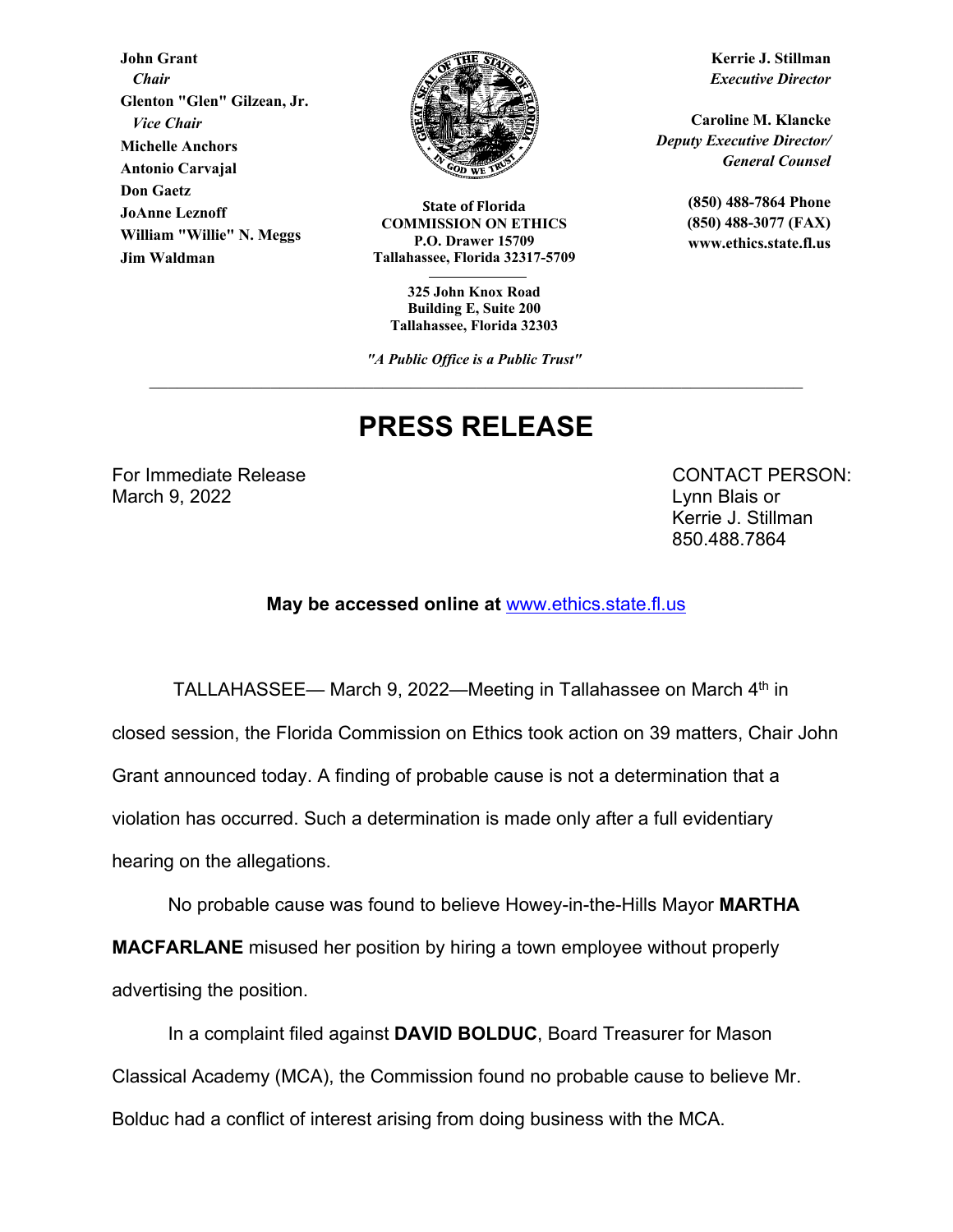**John Grant**
*Chair*
**Glenton "Glen" Gilzean, Jr.**
*Vice Chair*
**Michelle Anchors**
**Antonio Carvajal**
**Don Gaetz**
**JoAnne Leznoff**
**William "Willie" N. Meggs**
**Jim Waldman**

**State of Florida**
**COMMISSION ON ETHICS**
**P.O. Drawer 15709**
**Tallahassee, Florida 32317-5709**

**325 John Knox Road**
**Building E, Suite 200**
**Tallahassee, Florida 32303**

*"A Public Office is a Public Trust"*

**Kerrie J. Stillman**
*Executive Director*

**Caroline M. Klancke**
*Deputy Executive Director/ General Counsel*

**(850) 488-7864 Phone**
**(850) 488-3077 (FAX)**
**www.ethics.state.fl.us**

---

# PRESS RELEASE

For Immediate Release
March 9, 2022

CONTACT PERSON:
Lynn Blais or
Kerrie J. Stillman
850.488.7864

**May be accessed online at** www.ethics.state.fl.us

TALLAHASSEE— March 9, 2022—Meeting in Tallahassee on March 4th in closed session, the Florida Commission on Ethics took action on 39 matters, Chair John Grant announced today. A finding of probable cause is not a determination that a violation has occurred. Such a determination is made only after a full evidentiary hearing on the allegations.

No probable cause was found to believe Howey-in-the-Hills Mayor **MARTHA MACFARLANE** misused her position by hiring a town employee without properly advertising the position.

In a complaint filed against **DAVID BOLDUC**, Board Treasurer for Mason Classical Academy (MCA), the Commission found no probable cause to believe Mr. Bolduc had a conflict of interest arising from doing business with the MCA.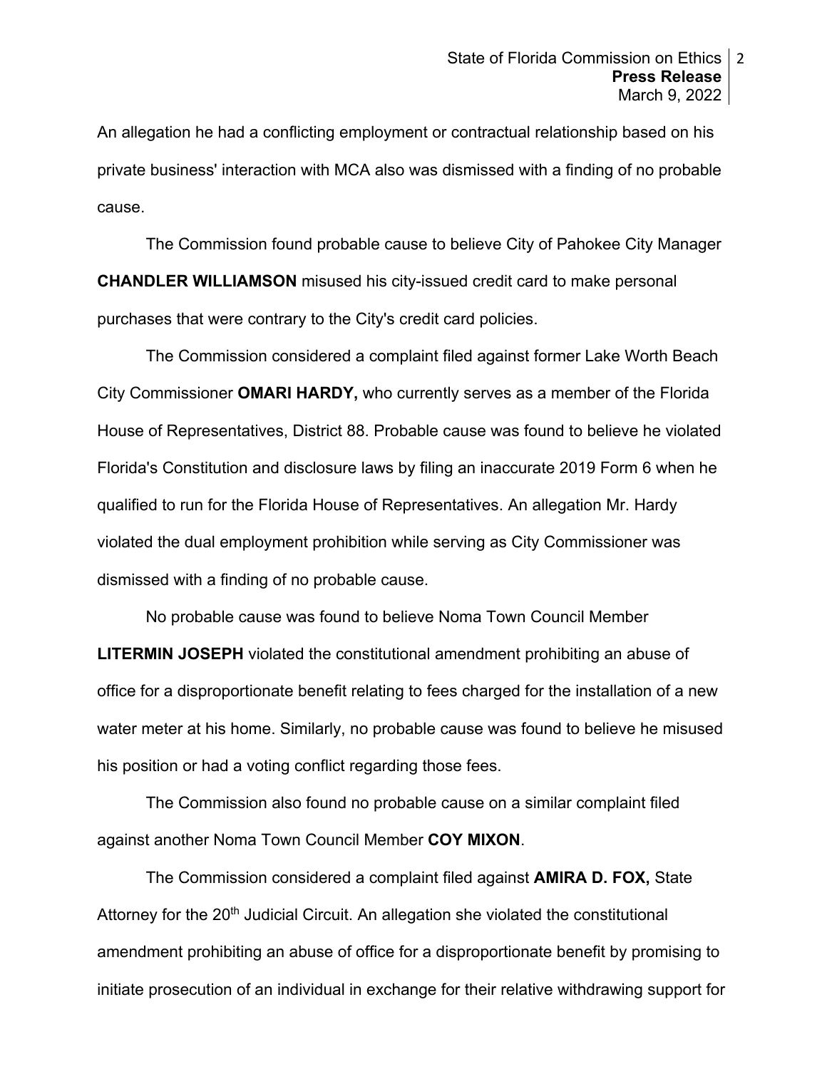An allegation he had a conflicting employment or contractual relationship based on his private business' interaction with MCA also was dismissed with a finding of no probable cause.

The Commission found probable cause to believe City of Pahokee City Manager **CHANDLER WILLIAMSON** misused his city-issued credit card to make personal purchases that were contrary to the City's credit card policies.

The Commission considered a complaint filed against former Lake Worth Beach City Commissioner **OMARI HARDY,** who currently serves as a member of the Florida House of Representatives, District 88. Probable cause was found to believe he violated Florida's Constitution and disclosure laws by filing an inaccurate 2019 Form 6 when he qualified to run for the Florida House of Representatives. An allegation Mr. Hardy violated the dual employment prohibition while serving as City Commissioner was dismissed with a finding of no probable cause.

No probable cause was found to believe Noma Town Council Member **LITERMIN JOSEPH** violated the constitutional amendment prohibiting an abuse of office for a disproportionate benefit relating to fees charged for the installation of a new water meter at his home. Similarly, no probable cause was found to believe he misused his position or had a voting conflict regarding those fees.

The Commission also found no probable cause on a similar complaint filed against another Noma Town Council Member **COY MIXON**.

The Commission considered a complaint filed against **AMIRA D. FOX,** State Attorney for the 20th Judicial Circuit. An allegation she violated the constitutional amendment prohibiting an abuse of office for a disproportionate benefit by promising to initiate prosecution of an individual in exchange for their relative withdrawing support for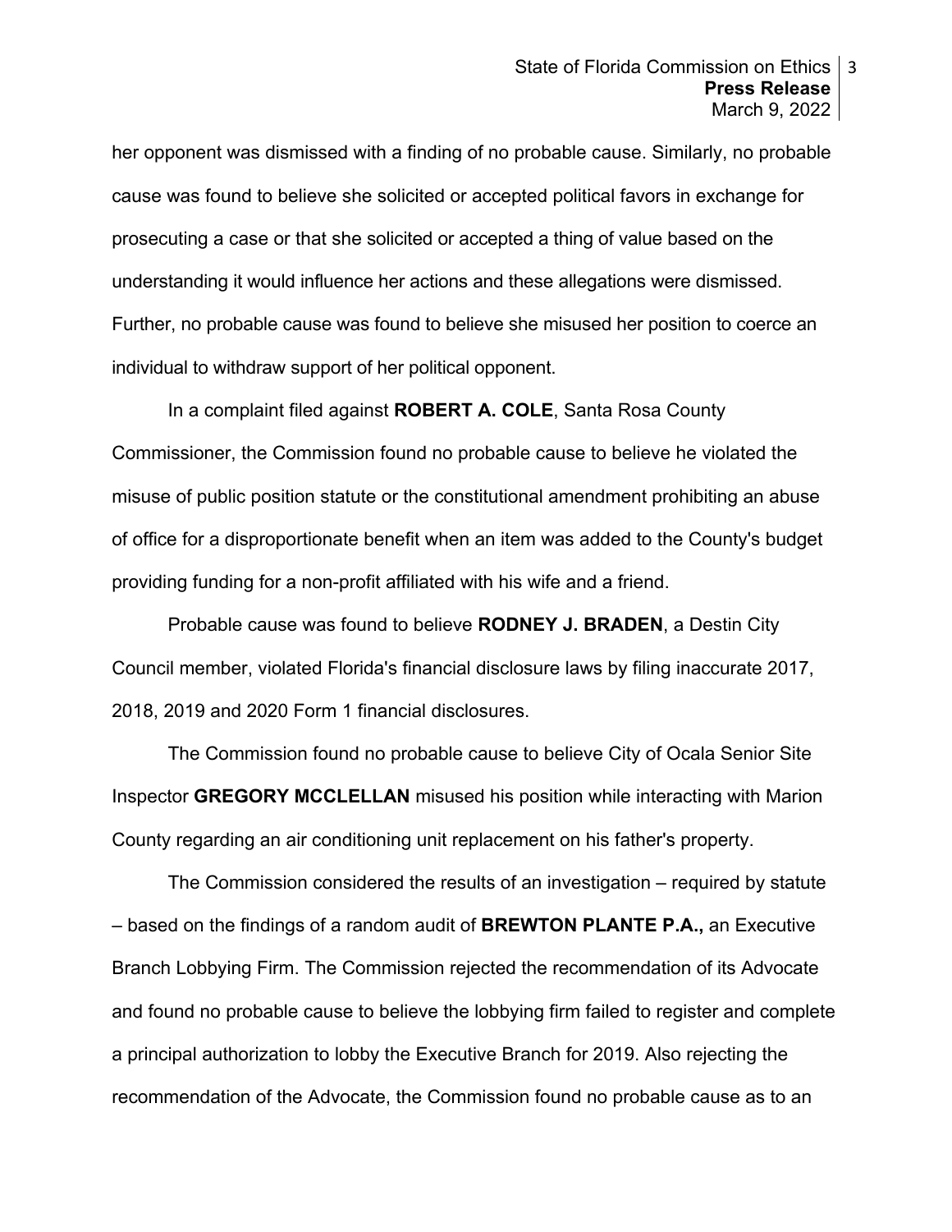her opponent was dismissed with a finding of no probable cause. Similarly, no probable cause was found to believe she solicited or accepted political favors in exchange for prosecuting a case or that she solicited or accepted a thing of value based on the understanding it would influence her actions and these allegations were dismissed. Further, no probable cause was found to believe she misused her position to coerce an individual to withdraw support of her political opponent.

In a complaint filed against **ROBERT A. COLE**, Santa Rosa County Commissioner, the Commission found no probable cause to believe he violated the misuse of public position statute or the constitutional amendment prohibiting an abuse of office for a disproportionate benefit when an item was added to the County's budget providing funding for a non-profit affiliated with his wife and a friend.

Probable cause was found to believe **RODNEY J. BRADEN**, a Destin City Council member, violated Florida's financial disclosure laws by filing inaccurate 2017, 2018, 2019 and 2020 Form 1 financial disclosures.

The Commission found no probable cause to believe City of Ocala Senior Site Inspector **GREGORY MCCLELLAN** misused his position while interacting with Marion County regarding an air conditioning unit replacement on his father's property.

The Commission considered the results of an investigation – required by statute – based on the findings of a random audit of **BREWTON PLANTE P.A.,** an Executive Branch Lobbying Firm. The Commission rejected the recommendation of its Advocate and found no probable cause to believe the lobbying firm failed to register and complete a principal authorization to lobby the Executive Branch for 2019. Also rejecting the recommendation of the Advocate, the Commission found no probable cause as to an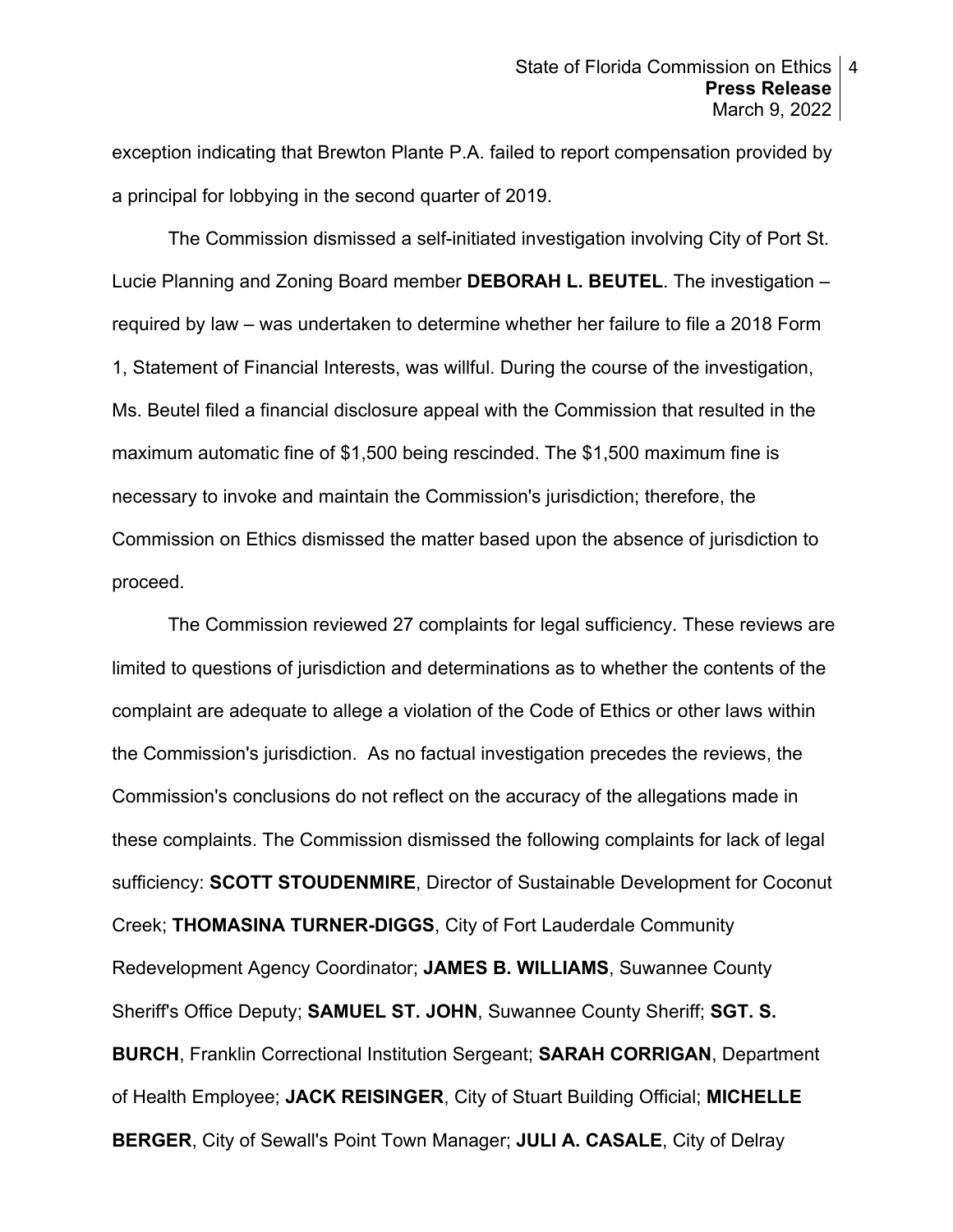exception indicating that Brewton Plante P.A. failed to report compensation provided by a principal for lobbying in the second quarter of 2019.

The Commission dismissed a self-initiated investigation involving City of Port St. Lucie Planning and Zoning Board member **DEBORAH L. BEUTEL**. The investigation – required by law – was undertaken to determine whether her failure to file a 2018 Form 1, Statement of Financial Interests, was willful. During the course of the investigation, Ms. Beutel filed a financial disclosure appeal with the Commission that resulted in the maximum automatic fine of $1,500 being rescinded. The $1,500 maximum fine is necessary to invoke and maintain the Commission's jurisdiction; therefore, the Commission on Ethics dismissed the matter based upon the absence of jurisdiction to proceed.

The Commission reviewed 27 complaints for legal sufficiency. These reviews are limited to questions of jurisdiction and determinations as to whether the contents of the complaint are adequate to allege a violation of the Code of Ethics or other laws within the Commission's jurisdiction. As no factual investigation precedes the reviews, the Commission's conclusions do not reflect on the accuracy of the allegations made in these complaints. The Commission dismissed the following complaints for lack of legal sufficiency: **SCOTT STOUDENMIRE**, Director of Sustainable Development for Coconut Creek; **THOMASINA TURNER-DIGGS**, City of Fort Lauderdale Community Redevelopment Agency Coordinator; **JAMES B. WILLIAMS**, Suwannee County Sheriff's Office Deputy; **SAMUEL ST. JOHN**, Suwannee County Sheriff; **SGT. S. BURCH**, Franklin Correctional Institution Sergeant; **SARAH CORRIGAN**, Department of Health Employee; **JACK REISINGER**, City of Stuart Building Official; **MICHELLE BERGER**, City of Sewall's Point Town Manager; **JULI A. CASALE**, City of Delray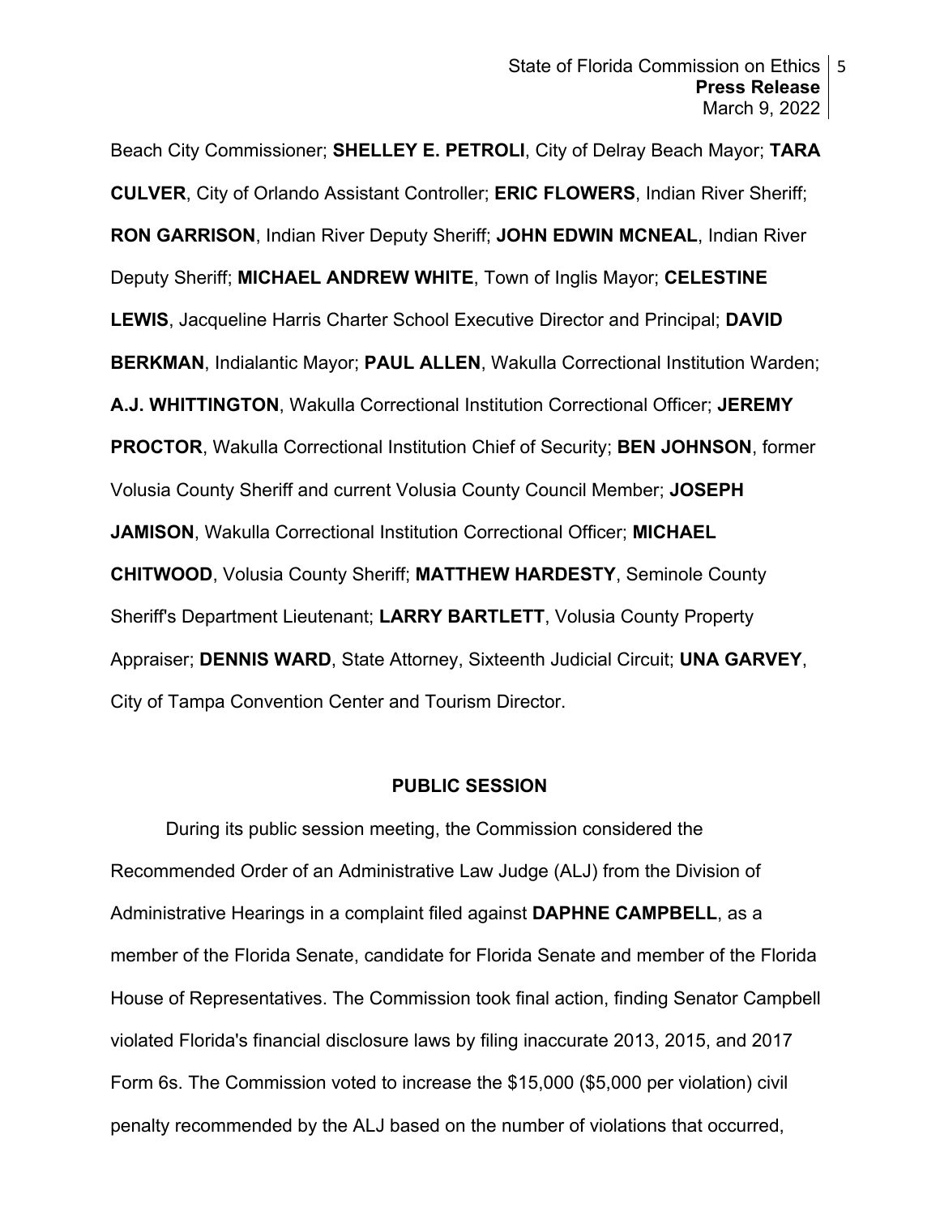Beach City Commissioner; **SHELLEY E. PETROLI**, City of Delray Beach Mayor; **TARA CULVER**, City of Orlando Assistant Controller; **ERIC FLOWERS**, Indian River Sheriff; **RON GARRISON**, Indian River Deputy Sheriff; **JOHN EDWIN MCNEAL**, Indian River Deputy Sheriff; **MICHAEL ANDREW WHITE**, Town of Inglis Mayor; **CELESTINE LEWIS**, Jacqueline Harris Charter School Executive Director and Principal; **DAVID BERKMAN**, Indialantic Mayor; **PAUL ALLEN**, Wakulla Correctional Institution Warden; **A.J. WHITTINGTON**, Wakulla Correctional Institution Correctional Officer; **JEREMY PROCTOR**, Wakulla Correctional Institution Chief of Security; **BEN JOHNSON**, former Volusia County Sheriff and current Volusia County Council Member; **JOSEPH JAMISON**, Wakulla Correctional Institution Correctional Officer; **MICHAEL CHITWOOD**, Volusia County Sheriff; **MATTHEW HARDESTY**, Seminole County Sheriff's Department Lieutenant; **LARRY BARTLETT**, Volusia County Property Appraiser; **DENNIS WARD**, State Attorney, Sixteenth Judicial Circuit; **UNA GARVEY**, City of Tampa Convention Center and Tourism Director.

## PUBLIC SESSION

During its public session meeting, the Commission considered the Recommended Order of an Administrative Law Judge (ALJ) from the Division of Administrative Hearings in a complaint filed against **DAPHNE CAMPBELL**, as a member of the Florida Senate, candidate for Florida Senate and member of the Florida House of Representatives. The Commission took final action, finding Senator Campbell violated Florida's financial disclosure laws by filing inaccurate 2013, 2015, and 2017 Form 6s. The Commission voted to increase the $15,000 ($5,000 per violation) civil penalty recommended by the ALJ based on the number of violations that occurred,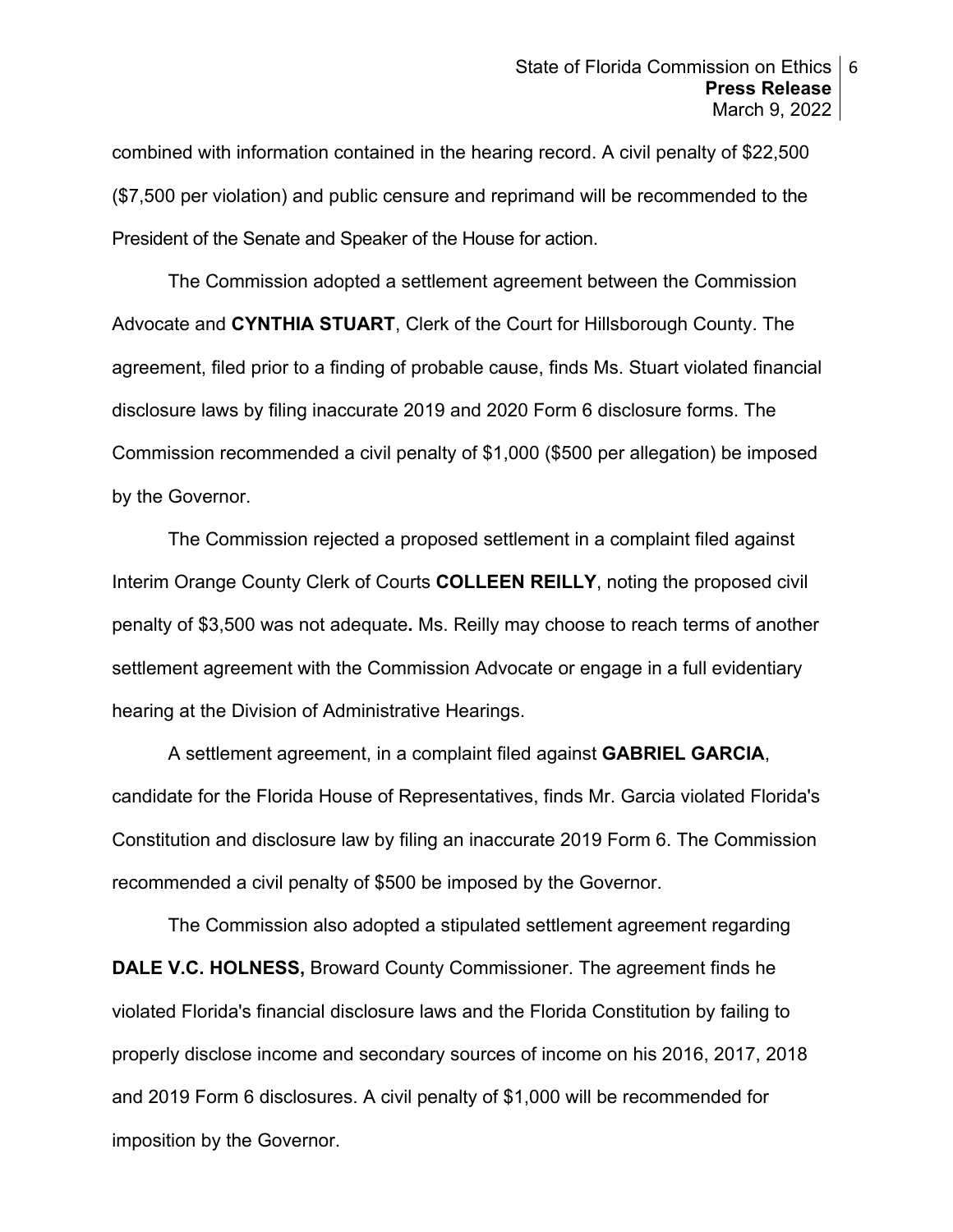combined with information contained in the hearing record. A civil penalty of $22,500 ($7,500 per violation) and public censure and reprimand will be recommended to the President of the Senate and Speaker of the House for action.

The Commission adopted a settlement agreement between the Commission Advocate and **CYNTHIA STUART**, Clerk of the Court for Hillsborough County. The agreement, filed prior to a finding of probable cause, finds Ms. Stuart violated financial disclosure laws by filing inaccurate 2019 and 2020 Form 6 disclosure forms. The Commission recommended a civil penalty of $1,000 ($500 per allegation) be imposed by the Governor.

The Commission rejected a proposed settlement in a complaint filed against Interim Orange County Clerk of Courts **COLLEEN REILLY**, noting the proposed civil penalty of $3,500 was not adequate**.** Ms. Reilly may choose to reach terms of another settlement agreement with the Commission Advocate or engage in a full evidentiary hearing at the Division of Administrative Hearings.

A settlement agreement, in a complaint filed against **GABRIEL GARCIA**, candidate for the Florida House of Representatives, finds Mr. Garcia violated Florida's Constitution and disclosure law by filing an inaccurate 2019 Form 6. The Commission recommended a civil penalty of $500 be imposed by the Governor.

The Commission also adopted a stipulated settlement agreement regarding **DALE V.C. HOLNESS,** Broward County Commissioner. The agreement finds he violated Florida's financial disclosure laws and the Florida Constitution by failing to properly disclose income and secondary sources of income on his 2016, 2017, 2018 and 2019 Form 6 disclosures. A civil penalty of $1,000 will be recommended for imposition by the Governor.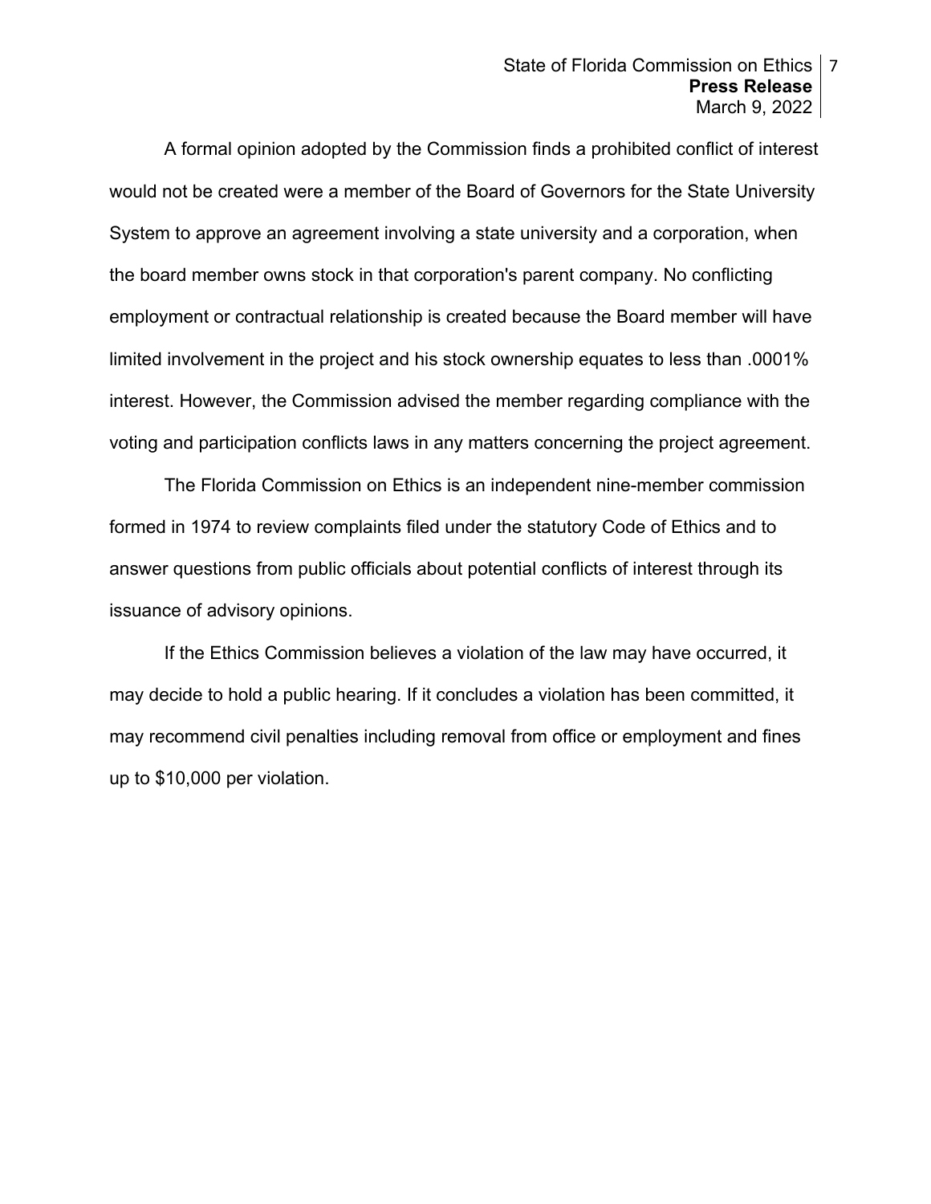A formal opinion adopted by the Commission finds a prohibited conflict of interest would not be created were a member of the Board of Governors for the State University System to approve an agreement involving a state university and a corporation, when the board member owns stock in that corporation's parent company. No conflicting employment or contractual relationship is created because the Board member will have limited involvement in the project and his stock ownership equates to less than .0001% interest. However, the Commission advised the member regarding compliance with the voting and participation conflicts laws in any matters concerning the project agreement.

The Florida Commission on Ethics is an independent nine-member commission formed in 1974 to review complaints filed under the statutory Code of Ethics and to answer questions from public officials about potential conflicts of interest through its issuance of advisory opinions.

If the Ethics Commission believes a violation of the law may have occurred, it may decide to hold a public hearing. If it concludes a violation has been committed, it may recommend civil penalties including removal from office or employment and fines up to $10,000 per violation.